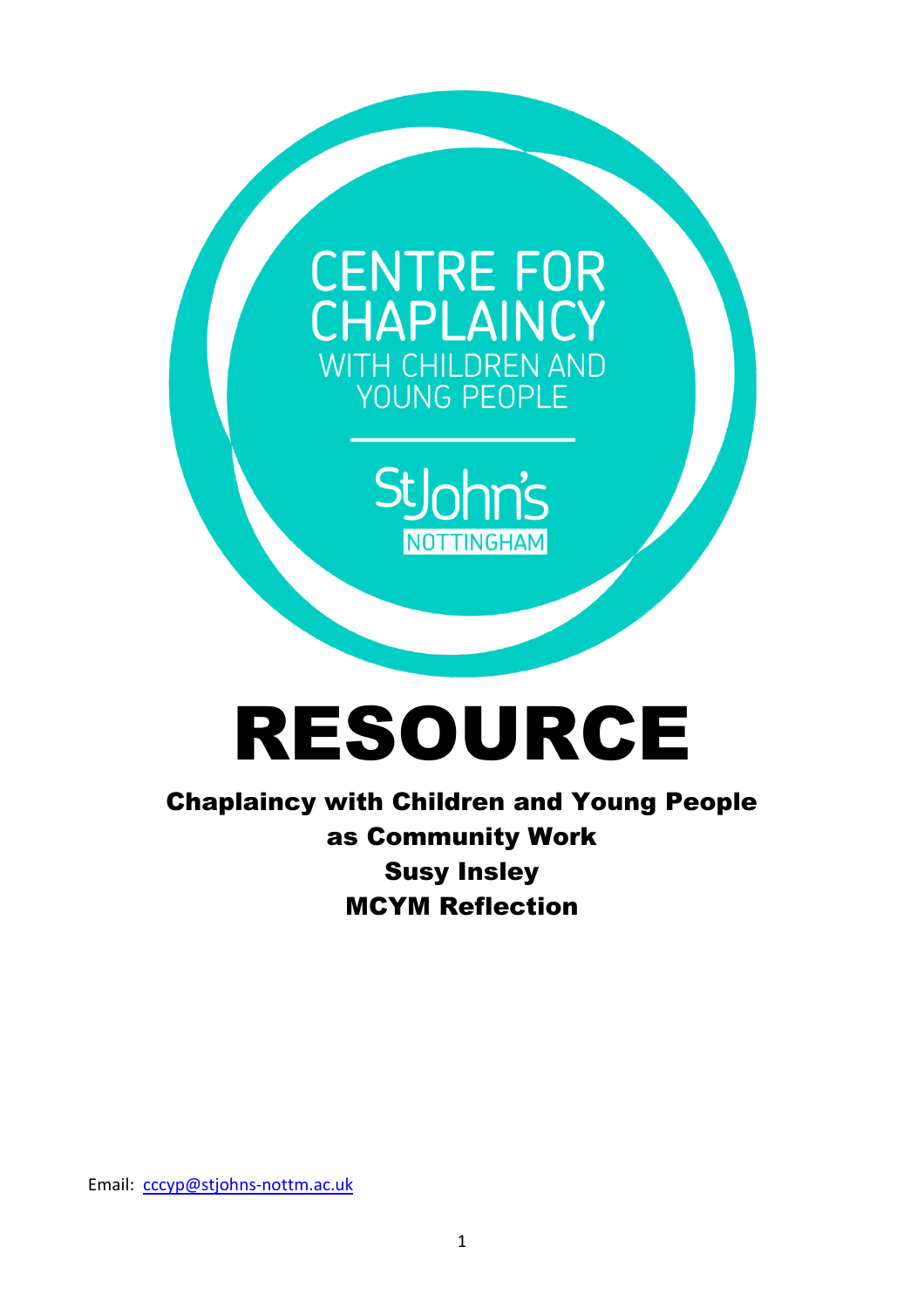CENTRE FOR CHAPLAINCY WITH CHILDREN AND YOUNG PEOPLE

St John's NOTTINGHAM

# RESOURCE

**Chaplaincy with Children and Young People as Community Work**

**Susy Insley**

**MCYM Reflection**

Email: cccyp@stjohns-nottm.ac.uk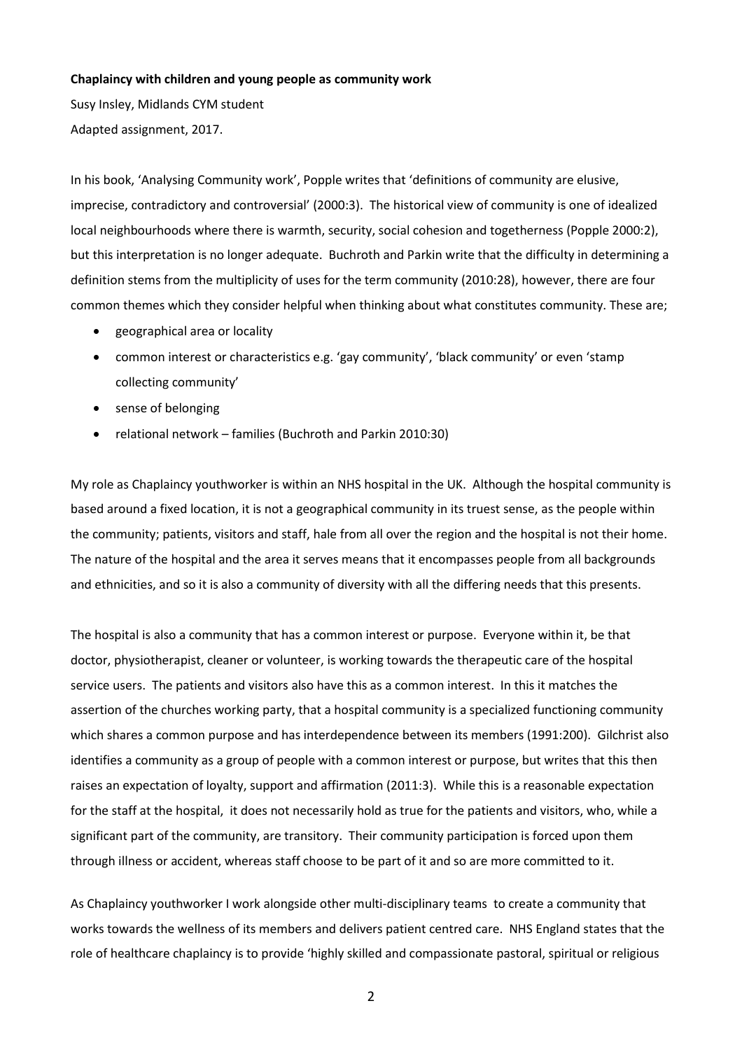**Chaplaincy with children and young people as community work**

Susy Insley, Midlands CYM student

Adapted assignment, 2017.

In his book, 'Analysing Community work', Popple writes that 'definitions of community are elusive, imprecise, contradictory and controversial' (2000:3). The historical view of community is one of idealized local neighbourhoods where there is warmth, security, social cohesion and togetherness (Popple 2000:2), but this interpretation is no longer adequate. Buchroth and Parkin write that the difficulty in determining a definition stems from the multiplicity of uses for the term community (2010:28), however, there are four common themes which they consider helpful when thinking about what constitutes community. These are;

- geographical area or locality
- common interest or characteristics e.g. 'gay community', 'black community' or even 'stamp collecting community'
- sense of belonging
- relational network – families (Buchroth and Parkin 2010:30)

My role as Chaplaincy youthworker is within an NHS hospital in the UK. Although the hospital community is based around a fixed location, it is not a geographical community in its truest sense, as the people within the community; patients, visitors and staff, hale from all over the region and the hospital is not their home. The nature of the hospital and the area it serves means that it encompasses people from all backgrounds and ethnicities, and so it is also a community of diversity with all the differing needs that this presents.

The hospital is also a community that has a common interest or purpose. Everyone within it, be that doctor, physiotherapist, cleaner or volunteer, is working towards the therapeutic care of the hospital service users. The patients and visitors also have this as a common interest. In this it matches the assertion of the churches working party, that a hospital community is a specialized functioning community which shares a common purpose and has interdependence between its members (1991:200). Gilchrist also identifies a community as a group of people with a common interest or purpose, but writes that this then raises an expectation of loyalty, support and affirmation (2011:3). While this is a reasonable expectation for the staff at the hospital, it does not necessarily hold as true for the patients and visitors, who, while a significant part of the community, are transitory. Their community participation is forced upon them through illness or accident, whereas staff choose to be part of it and so are more committed to it.

As Chaplaincy youthworker I work alongside other multi-disciplinary teams to create a community that works towards the wellness of its members and delivers patient centred care. NHS England states that the role of healthcare chaplaincy is to provide 'highly skilled and compassionate pastoral, spiritual or religious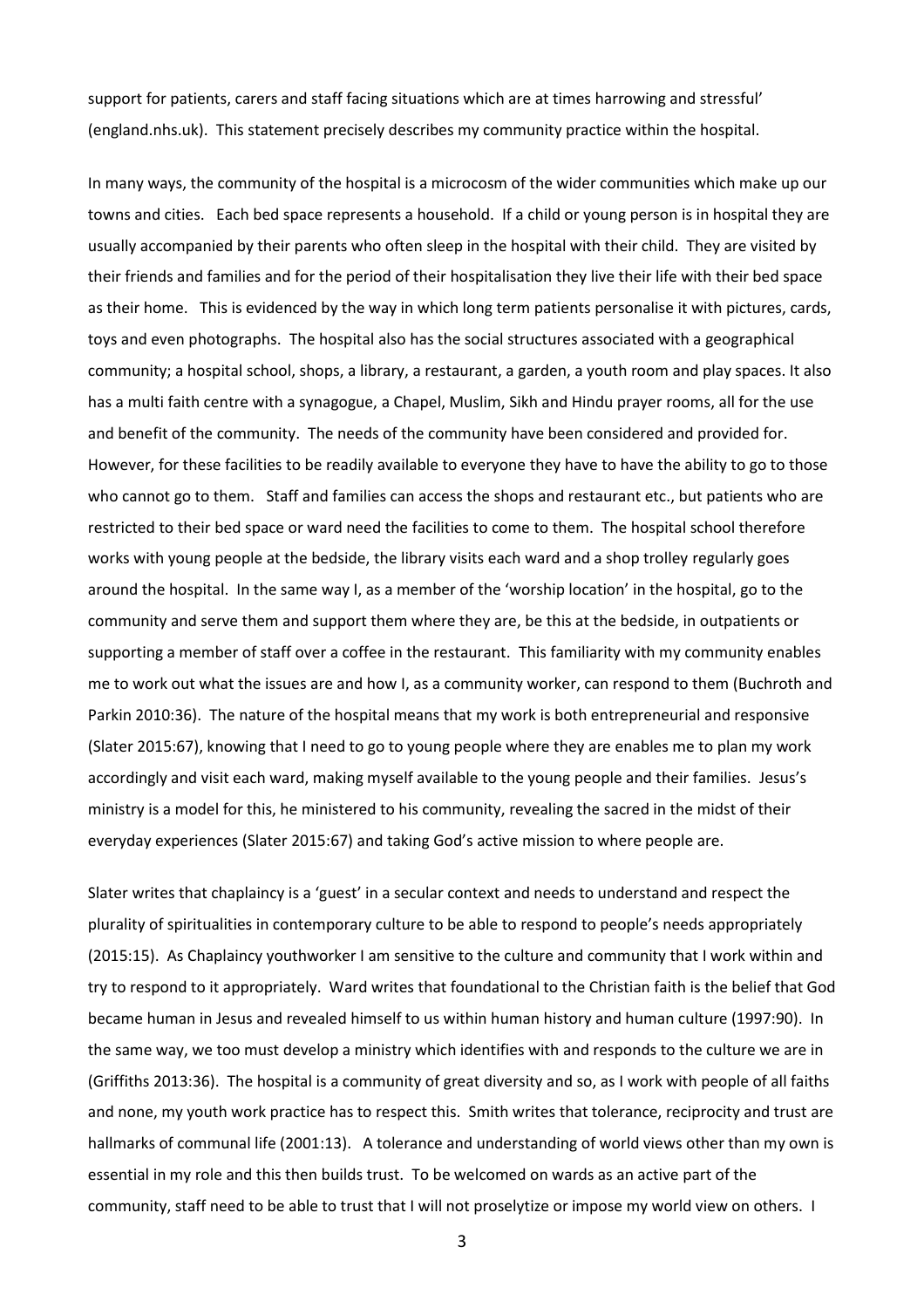support for patients, carers and staff facing situations which are at times harrowing and stressful' (england.nhs.uk). This statement precisely describes my community practice within the hospital.

In many ways, the community of the hospital is a microcosm of the wider communities which make up our towns and cities. Each bed space represents a household. If a child or young person is in hospital they are usually accompanied by their parents who often sleep in the hospital with their child. They are visited by their friends and families and for the period of their hospitalisation they live their life with their bed space as their home. This is evidenced by the way in which long term patients personalise it with pictures, cards, toys and even photographs. The hospital also has the social structures associated with a geographical community; a hospital school, shops, a library, a restaurant, a garden, a youth room and play spaces. It also has a multi faith centre with a synagogue, a Chapel, Muslim, Sikh and Hindu prayer rooms, all for the use and benefit of the community. The needs of the community have been considered and provided for. However, for these facilities to be readily available to everyone they have to have the ability to go to those who cannot go to them. Staff and families can access the shops and restaurant etc., but patients who are restricted to their bed space or ward need the facilities to come to them. The hospital school therefore works with young people at the bedside, the library visits each ward and a shop trolley regularly goes around the hospital. In the same way I, as a member of the 'worship location' in the hospital, go to the community and serve them and support them where they are, be this at the bedside, in outpatients or supporting a member of staff over a coffee in the restaurant. This familiarity with my community enables me to work out what the issues are and how I, as a community worker, can respond to them (Buchroth and Parkin 2010:36). The nature of the hospital means that my work is both entrepreneurial and responsive (Slater 2015:67), knowing that I need to go to young people where they are enables me to plan my work accordingly and visit each ward, making myself available to the young people and their families. Jesus's ministry is a model for this, he ministered to his community, revealing the sacred in the midst of their everyday experiences (Slater 2015:67) and taking God's active mission to where people are.

Slater writes that chaplaincy is a 'guest' in a secular context and needs to understand and respect the plurality of spiritualities in contemporary culture to be able to respond to people's needs appropriately (2015:15). As Chaplaincy youthworker I am sensitive to the culture and community that I work within and try to respond to it appropriately. Ward writes that foundational to the Christian faith is the belief that God became human in Jesus and revealed himself to us within human history and human culture (1997:90). In the same way, we too must develop a ministry which identifies with and responds to the culture we are in (Griffiths 2013:36). The hospital is a community of great diversity and so, as I work with people of all faiths and none, my youth work practice has to respect this. Smith writes that tolerance, reciprocity and trust are hallmarks of communal life (2001:13). A tolerance and understanding of world views other than my own is essential in my role and this then builds trust. To be welcomed on wards as an active part of the community, staff need to be able to trust that I will not proselytize or impose my world view on others. I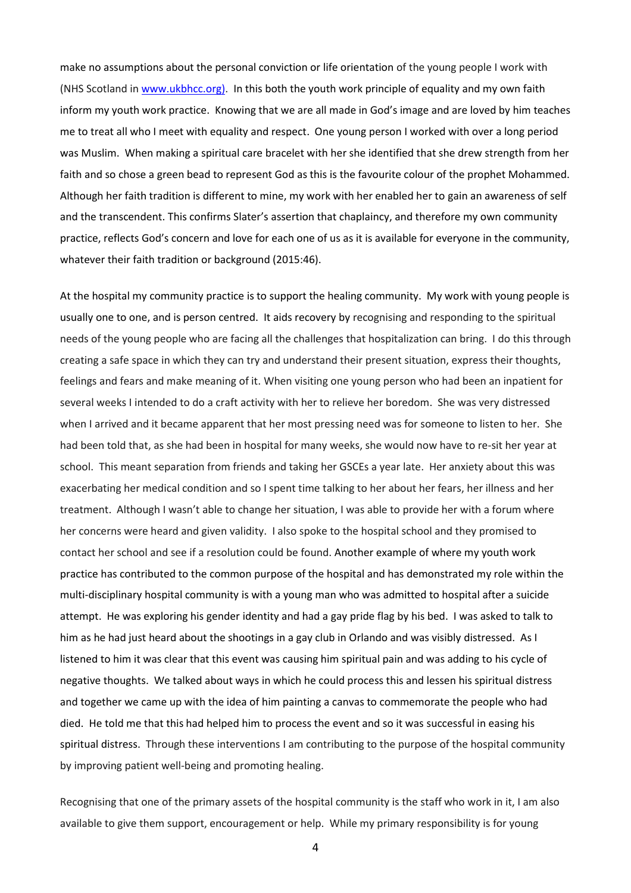make no assumptions about the personal conviction or life orientation of the young people I work with (NHS Scotland in www.ukbhcc.org). In this both the youth work principle of equality and my own faith inform my youth work practice. Knowing that we are all made in God's image and are loved by him teaches me to treat all who I meet with equality and respect. One young person I worked with over a long period was Muslim. When making a spiritual care bracelet with her she identified that she drew strength from her faith and so chose a green bead to represent God as this is the favourite colour of the prophet Mohammed. Although her faith tradition is different to mine, my work with her enabled her to gain an awareness of self and the transcendent. This confirms Slater's assertion that chaplaincy, and therefore my own community practice, reflects God's concern and love for each one of us as it is available for everyone in the community, whatever their faith tradition or background (2015:46).

At the hospital my community practice is to support the healing community. My work with young people is usually one to one, and is person centred. It aids recovery by recognising and responding to the spiritual needs of the young people who are facing all the challenges that hospitalization can bring. I do this through creating a safe space in which they can try and understand their present situation, express their thoughts, feelings and fears and make meaning of it. When visiting one young person who had been an inpatient for several weeks I intended to do a craft activity with her to relieve her boredom. She was very distressed when I arrived and it became apparent that her most pressing need was for someone to listen to her. She had been told that, as she had been in hospital for many weeks, she would now have to re-sit her year at school. This meant separation from friends and taking her GSCEs a year late. Her anxiety about this was exacerbating her medical condition and so I spent time talking to her about her fears, her illness and her treatment. Although I wasn't able to change her situation, I was able to provide her with a forum where her concerns were heard and given validity. I also spoke to the hospital school and they promised to contact her school and see if a resolution could be found. Another example of where my youth work practice has contributed to the common purpose of the hospital and has demonstrated my role within the multi-disciplinary hospital community is with a young man who was admitted to hospital after a suicide attempt. He was exploring his gender identity and had a gay pride flag by his bed. I was asked to talk to him as he had just heard about the shootings in a gay club in Orlando and was visibly distressed. As I listened to him it was clear that this event was causing him spiritual pain and was adding to his cycle of negative thoughts. We talked about ways in which he could process this and lessen his spiritual distress and together we came up with the idea of him painting a canvas to commemorate the people who had died. He told me that this had helped him to process the event and so it was successful in easing his spiritual distress. Through these interventions I am contributing to the purpose of the hospital community by improving patient well-being and promoting healing.

Recognising that one of the primary assets of the hospital community is the staff who work in it, I am also available to give them support, encouragement or help. While my primary responsibility is for young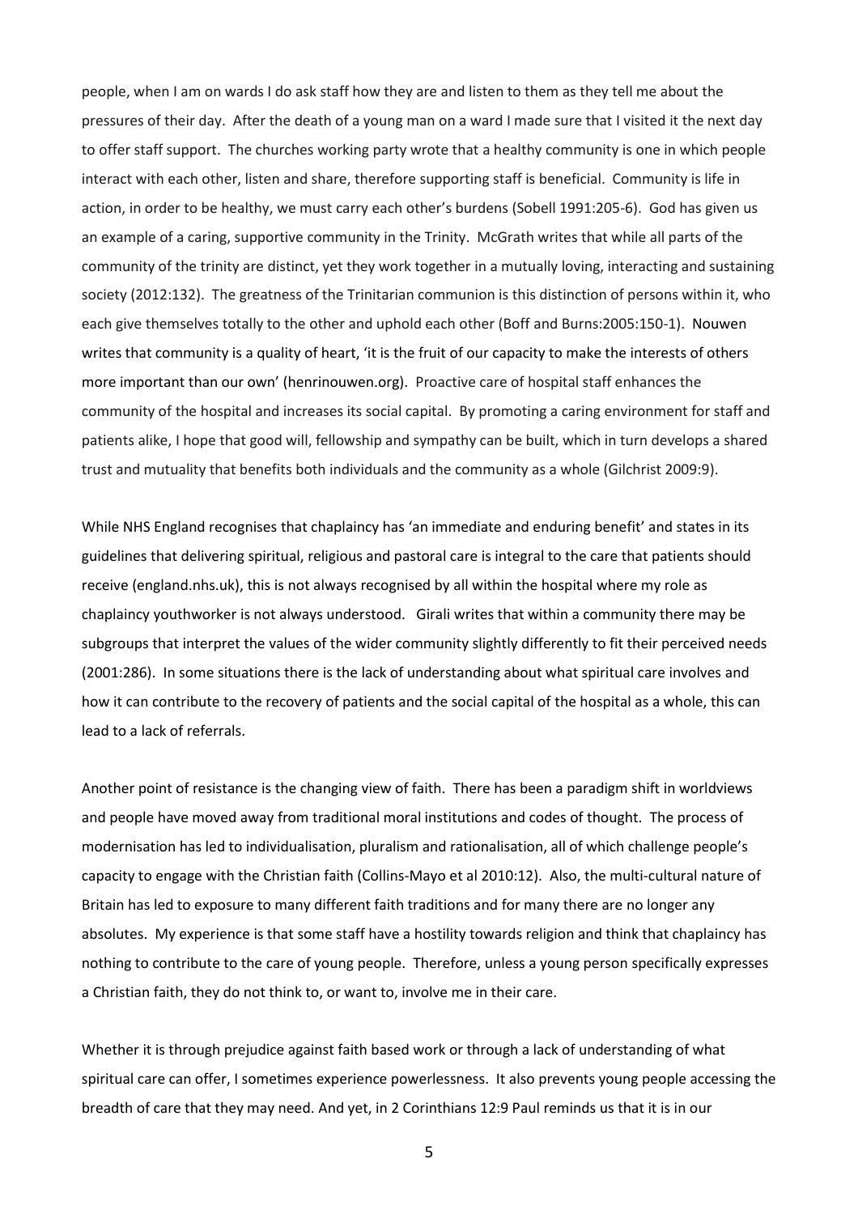people, when I am on wards I do ask staff how they are and listen to them as they tell me about the pressures of their day. After the death of a young man on a ward I made sure that I visited it the next day to offer staff support. The churches working party wrote that a healthy community is one in which people interact with each other, listen and share, therefore supporting staff is beneficial. Community is life in action, in order to be healthy, we must carry each other's burdens (Sobell 1991:205-6). God has given us an example of a caring, supportive community in the Trinity. McGrath writes that while all parts of the community of the trinity are distinct, yet they work together in a mutually loving, interacting and sustaining society (2012:132). The greatness of the Trinitarian communion is this distinction of persons within it, who each give themselves totally to the other and uphold each other (Boff and Burns:2005:150-1). Nouwen writes that community is a quality of heart, 'it is the fruit of our capacity to make the interests of others more important than our own' (henrinouwen.org). Proactive care of hospital staff enhances the community of the hospital and increases its social capital. By promoting a caring environment for staff and patients alike, I hope that good will, fellowship and sympathy can be built, which in turn develops a shared trust and mutuality that benefits both individuals and the community as a whole (Gilchrist 2009:9).

While NHS England recognises that chaplaincy has 'an immediate and enduring benefit' and states in its guidelines that delivering spiritual, religious and pastoral care is integral to the care that patients should receive (england.nhs.uk), this is not always recognised by all within the hospital where my role as chaplaincy youthworker is not always understood. Girali writes that within a community there may be subgroups that interpret the values of the wider community slightly differently to fit their perceived needs (2001:286). In some situations there is the lack of understanding about what spiritual care involves and how it can contribute to the recovery of patients and the social capital of the hospital as a whole, this can lead to a lack of referrals.

Another point of resistance is the changing view of faith. There has been a paradigm shift in worldviews and people have moved away from traditional moral institutions and codes of thought. The process of modernisation has led to individualisation, pluralism and rationalisation, all of which challenge people's capacity to engage with the Christian faith (Collins-Mayo et al 2010:12). Also, the multi-cultural nature of Britain has led to exposure to many different faith traditions and for many there are no longer any absolutes. My experience is that some staff have a hostility towards religion and think that chaplaincy has nothing to contribute to the care of young people. Therefore, unless a young person specifically expresses a Christian faith, they do not think to, or want to, involve me in their care.

Whether it is through prejudice against faith based work or through a lack of understanding of what spiritual care can offer, I sometimes experience powerlessness. It also prevents young people accessing the breadth of care that they may need. And yet, in 2 Corinthians 12:9 Paul reminds us that it is in our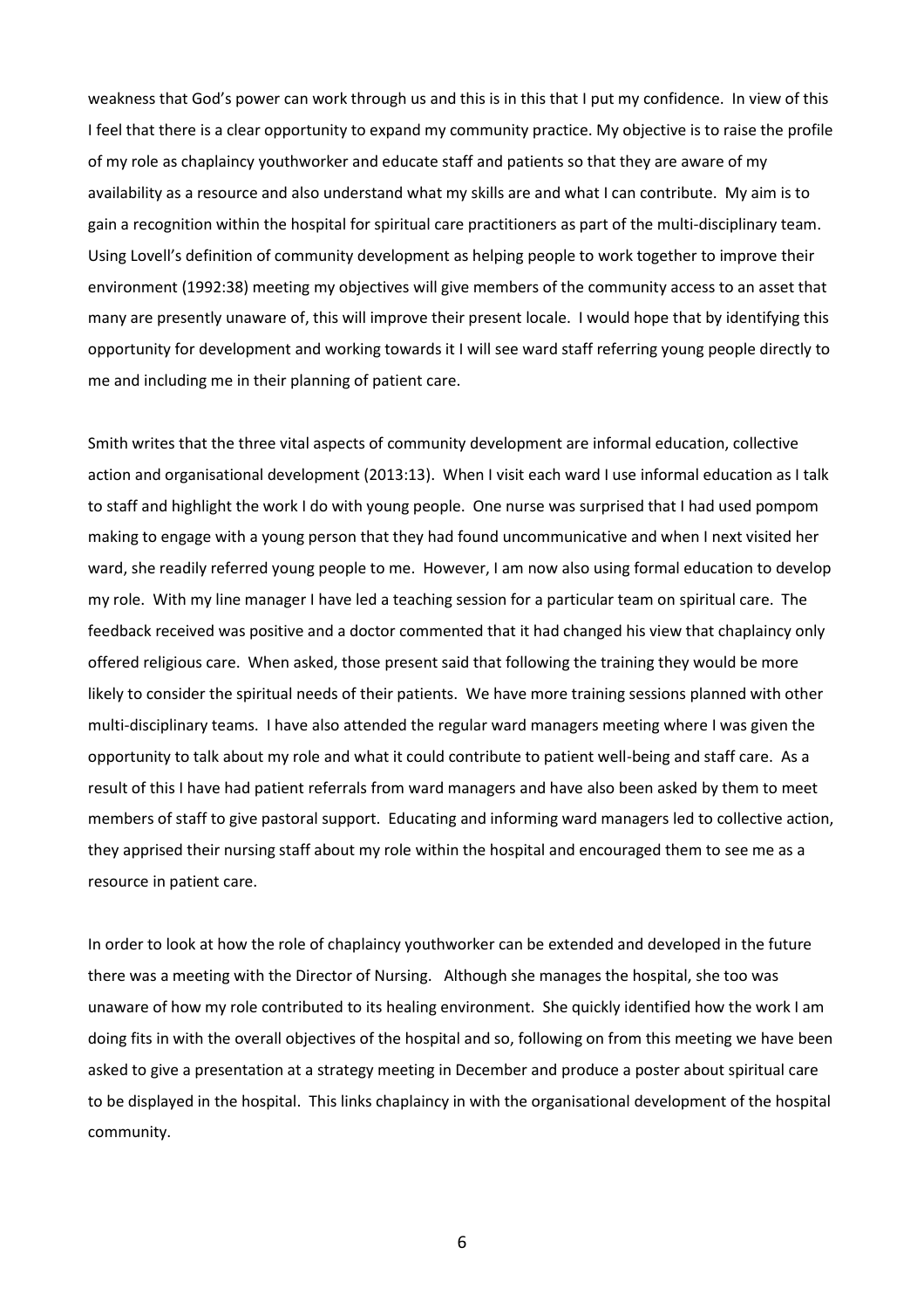weakness that God's power can work through us and this is in this that I put my confidence. In view of this I feel that there is a clear opportunity to expand my community practice. My objective is to raise the profile of my role as chaplaincy youthworker and educate staff and patients so that they are aware of my availability as a resource and also understand what my skills are and what I can contribute. My aim is to gain a recognition within the hospital for spiritual care practitioners as part of the multi-disciplinary team. Using Lovell's definition of community development as helping people to work together to improve their environment (1992:38) meeting my objectives will give members of the community access to an asset that many are presently unaware of, this will improve their present locale. I would hope that by identifying this opportunity for development and working towards it I will see ward staff referring young people directly to me and including me in their planning of patient care.

Smith writes that the three vital aspects of community development are informal education, collective action and organisational development (2013:13). When I visit each ward I use informal education as I talk to staff and highlight the work I do with young people. One nurse was surprised that I had used pompom making to engage with a young person that they had found uncommunicative and when I next visited her ward, she readily referred young people to me. However, I am now also using formal education to develop my role. With my line manager I have led a teaching session for a particular team on spiritual care. The feedback received was positive and a doctor commented that it had changed his view that chaplaincy only offered religious care. When asked, those present said that following the training they would be more likely to consider the spiritual needs of their patients. We have more training sessions planned with other multi-disciplinary teams. I have also attended the regular ward managers meeting where I was given the opportunity to talk about my role and what it could contribute to patient well-being and staff care. As a result of this I have had patient referrals from ward managers and have also been asked by them to meet members of staff to give pastoral support. Educating and informing ward managers led to collective action, they apprised their nursing staff about my role within the hospital and encouraged them to see me as a resource in patient care.

In order to look at how the role of chaplaincy youthworker can be extended and developed in the future there was a meeting with the Director of Nursing. Although she manages the hospital, she too was unaware of how my role contributed to its healing environment. She quickly identified how the work I am doing fits in with the overall objectives of the hospital and so, following on from this meeting we have been asked to give a presentation at a strategy meeting in December and produce a poster about spiritual care to be displayed in the hospital. This links chaplaincy in with the organisational development of the hospital community.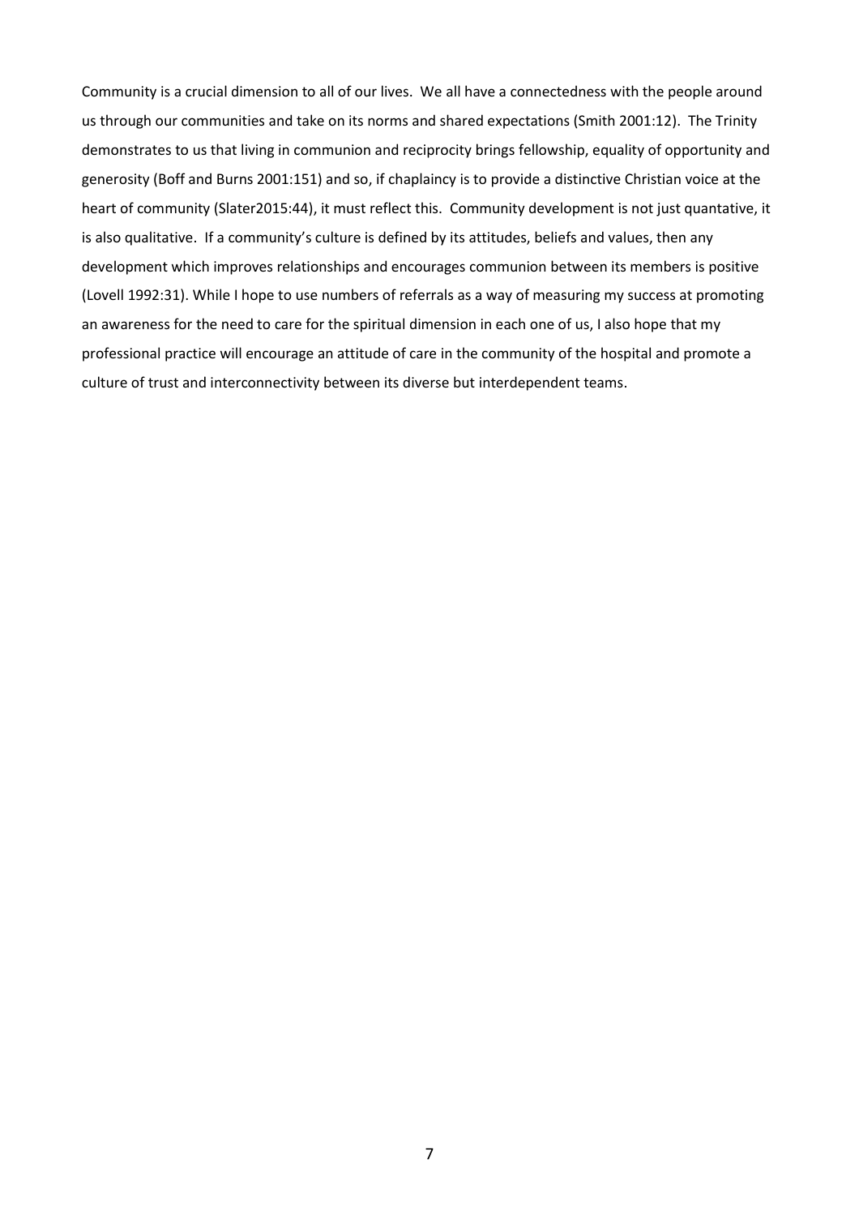Community is a crucial dimension to all of our lives. We all have a connectedness with the people around us through our communities and take on its norms and shared expectations (Smith 2001:12). The Trinity demonstrates to us that living in communion and reciprocity brings fellowship, equality of opportunity and generosity (Boff and Burns 2001:151) and so, if chaplaincy is to provide a distinctive Christian voice at the heart of community (Slater2015:44), it must reflect this. Community development is not just quantative, it is also qualitative. If a community's culture is defined by its attitudes, beliefs and values, then any development which improves relationships and encourages communion between its members is positive (Lovell 1992:31). While I hope to use numbers of referrals as a way of measuring my success at promoting an awareness for the need to care for the spiritual dimension in each one of us, I also hope that my professional practice will encourage an attitude of care in the community of the hospital and promote a culture of trust and interconnectivity between its diverse but interdependent teams.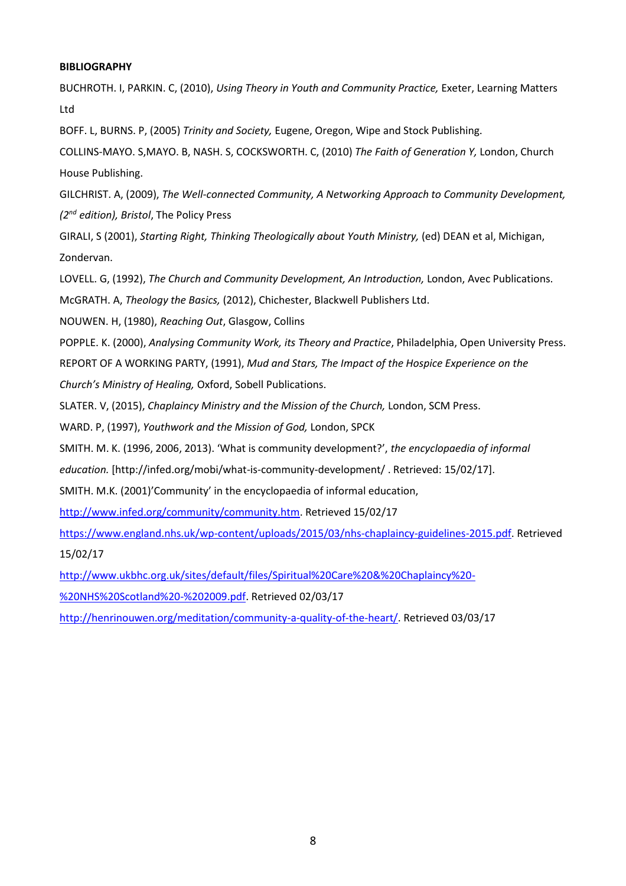**BIBLIOGRAPHY**

BUCHROTH. I, PARKIN. C, (2010), *Using Theory in Youth and Community Practice,* Exeter, Learning Matters Ltd

BOFF. L, BURNS. P, (2005) *Trinity and Society,* Eugene, Oregon, Wipe and Stock Publishing.

COLLINS-MAYO. S,MAYO. B, NASH. S, COCKSWORTH. C, (2010) *The Faith of Generation Y,* London, Church House Publishing.

GILCHRIST. A, (2009), *The Well-connected Community, A Networking Approach to Community Development, (2nd edition), Bristol*, The Policy Press

GIRALI, S (2001), *Starting Right, Thinking Theologically about Youth Ministry,* (ed) DEAN et al, Michigan, Zondervan.

LOVELL. G, (1992), *The Church and Community Development, An Introduction,* London, Avec Publications.

McGRATH. A, *Theology the Basics,* (2012), Chichester, Blackwell Publishers Ltd.

NOUWEN. H, (1980), *Reaching Out*, Glasgow, Collins

POPPLE. K. (2000), *Analysing Community Work, its Theory and Practice*, Philadelphia, Open University Press.

REPORT OF A WORKING PARTY, (1991), *Mud and Stars, The Impact of the Hospice Experience on the Church's Ministry of Healing,* Oxford, Sobell Publications.

SLATER. V, (2015), *Chaplaincy Ministry and the Mission of the Church,* London, SCM Press.

WARD. P, (1997), *Youthwork and the Mission of God,* London, SPCK

SMITH. M. K. (1996, 2006, 2013). 'What is community development?', *the encyclopaedia of informal education.* [http://infed.org/mobi/what-is-community-development/ . Retrieved: 15/02/17].

SMITH. M.K. (2001)'Community' in the encyclopaedia of informal education, http://www.infed.org/community/community.htm. Retrieved 15/02/17

https://www.england.nhs.uk/wp-content/uploads/2015/03/nhs-chaplaincy-guidelines-2015.pdf. Retrieved 15/02/17

http://www.ukbhc.org.uk/sites/default/files/Spiritual%20Care%20&%20Chaplaincy%20-%20NHS%20Scotland%20-%202009.pdf. Retrieved 02/03/17

http://henrinouwen.org/meditation/community-a-quality-of-the-heart/. Retrieved 03/03/17